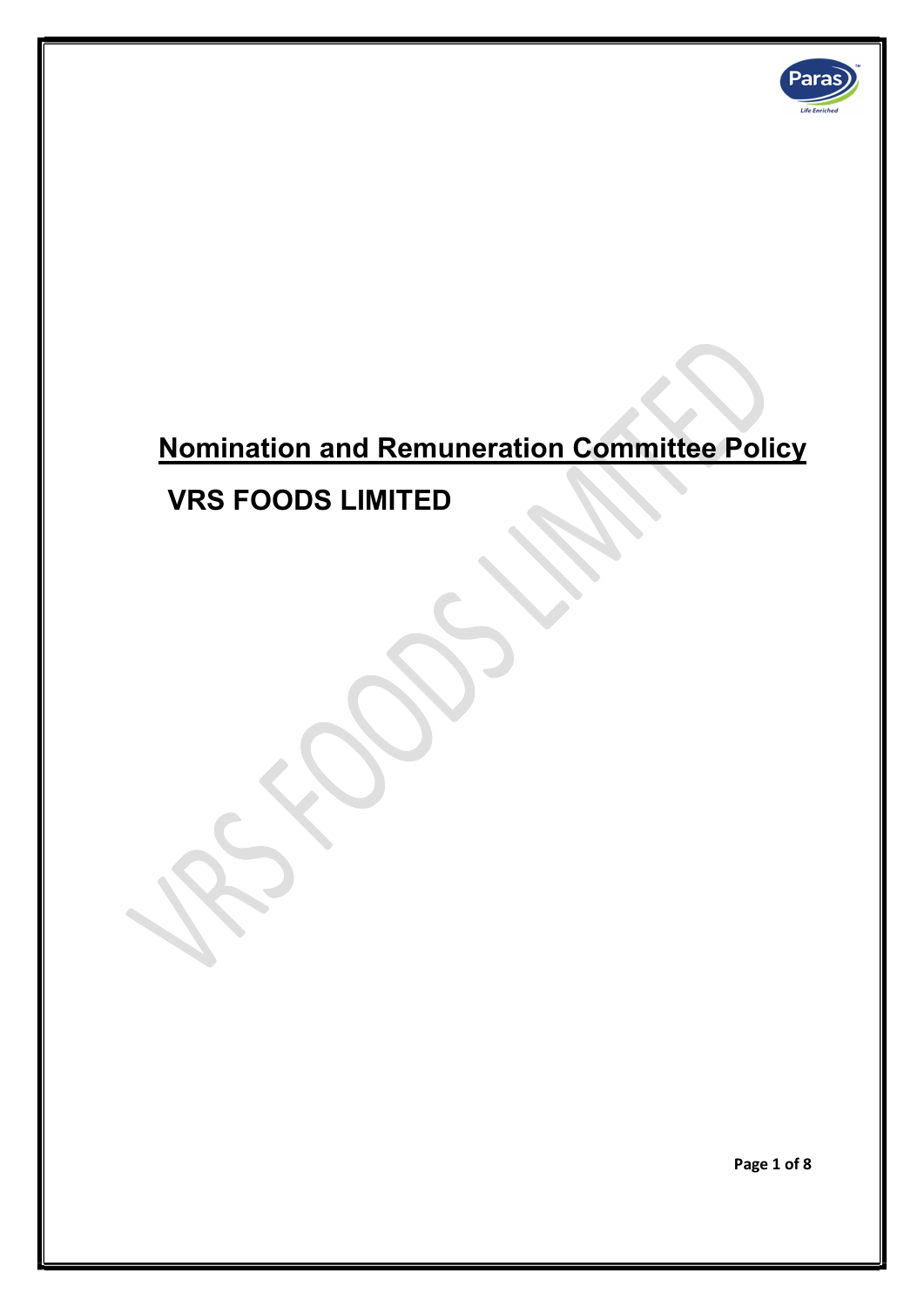# Nomination and Remuneration Committee Policy

## VRS FOODS LIMITED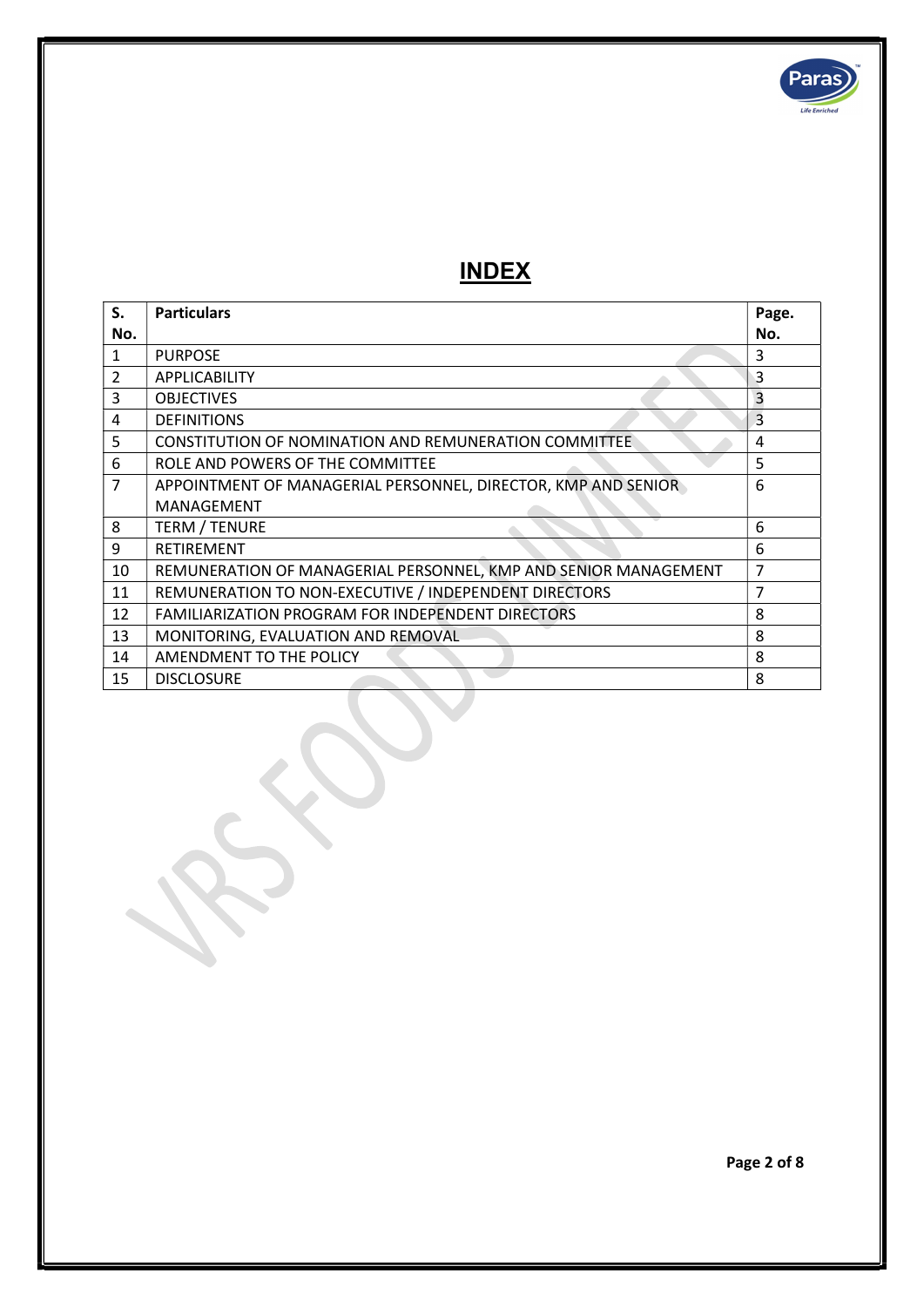# INDEX

| S. No. | Particulars | Page. No. |
|---|---|---|
| 1 | PURPOSE | 3 |
| 2 | APPLICABILITY | 3 |
| 3 | OBJECTIVES | 3 |
| 4 | DEFINITIONS | 3 |
| 5 | CONSTITUTION OF NOMINATION AND REMUNERATION COMMITTEE | 4 |
| 6 | ROLE AND POWERS OF THE COMMITTEE | 5 |
| 7 | APPOINTMENT OF MANAGERIAL PERSONNEL, DIRECTOR, KMP AND SENIOR MANAGEMENT | 6 |
| 8 | TERM / TENURE | 6 |
| 9 | RETIREMENT | 6 |
| 10 | REMUNERATION OF MANAGERIAL PERSONNEL, KMP AND SENIOR MANAGEMENT | 7 |
| 11 | REMUNERATION TO NON-EXECUTIVE / INDEPENDENT DIRECTORS | 7 |
| 12 | FAMILIARIZATION PROGRAM FOR INDEPENDENT DIRECTORS | 8 |
| 13 | MONITORING, EVALUATION AND REMOVAL | 8 |
| 14 | AMENDMENT TO THE POLICY | 8 |
| 15 | DISCLOSURE | 8 |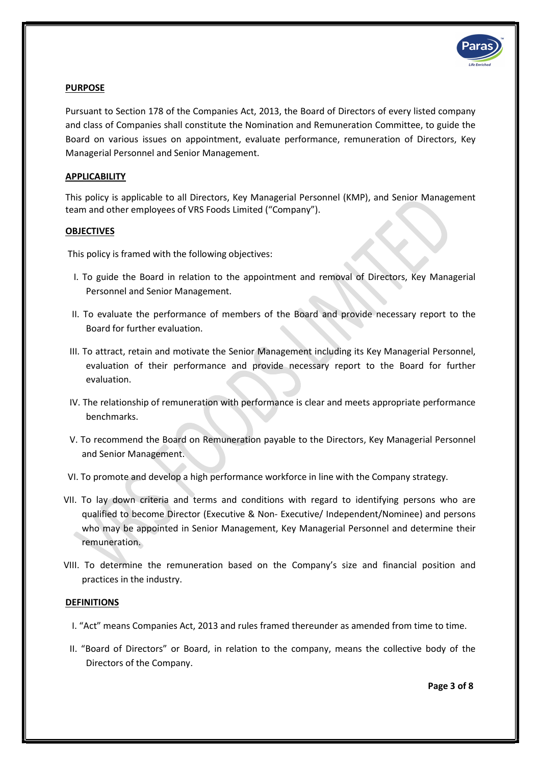**PURPOSE**

Pursuant to Section 178 of the Companies Act, 2013, the Board of Directors of every listed company and class of Companies shall constitute the Nomination and Remuneration Committee, to guide the Board on various issues on appointment, evaluate performance, remuneration of Directors, Key Managerial Personnel and Senior Management.

**APPLICABILITY**

This policy is applicable to all Directors, Key Managerial Personnel (KMP), and Senior Management team and other employees of VRS Foods Limited ("Company").

**OBJECTIVES**

This policy is framed with the following objectives:

I. To guide the Board in relation to the appointment and removal of Directors, Key Managerial Personnel and Senior Management.

II. To evaluate the performance of members of the Board and provide necessary report to the Board for further evaluation.

III. To attract, retain and motivate the Senior Management including its Key Managerial Personnel, evaluation of their performance and provide necessary report to the Board for further evaluation.

IV. The relationship of remuneration with performance is clear and meets appropriate performance benchmarks.

V. To recommend the Board on Remuneration payable to the Directors, Key Managerial Personnel and Senior Management.

VI. To promote and develop a high performance workforce in line with the Company strategy.

VII. To lay down criteria and terms and conditions with regard to identifying persons who are qualified to become Director (Executive & Non- Executive/ Independent/Nominee) and persons who may be appointed in Senior Management, Key Managerial Personnel and determine their remuneration.

VIII. To determine the remuneration based on the Company's size and financial position and practices in the industry.

**DEFINITIONS**

I. "Act" means Companies Act, 2013 and rules framed thereunder as amended from time to time.

II. "Board of Directors" or Board, in relation to the company, means the collective body of the Directors of the Company.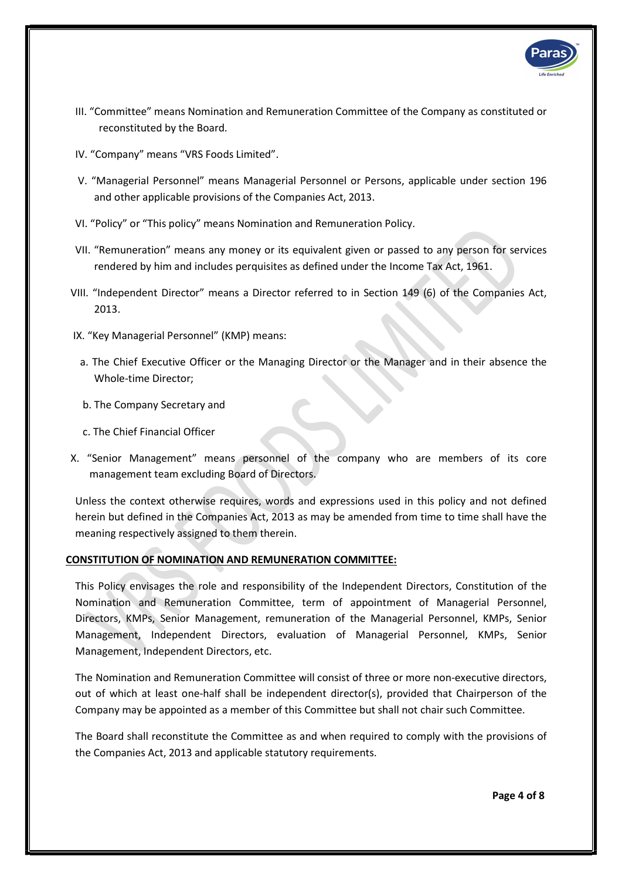III. "Committee" means Nomination and Remuneration Committee of the Company as constituted or reconstituted by the Board.

IV. "Company" means "VRS Foods Limited".

V. "Managerial Personnel" means Managerial Personnel or Persons, applicable under section 196 and other applicable provisions of the Companies Act, 2013.

VI. "Policy" or "This policy" means Nomination and Remuneration Policy.

VII. "Remuneration" means any money or its equivalent given or passed to any person for services rendered by him and includes perquisites as defined under the Income Tax Act, 1961.

VIII. "Independent Director" means a Director referred to in Section 149 (6) of the Companies Act, 2013.

IX. "Key Managerial Personnel" (KMP) means:

a. The Chief Executive Officer or the Managing Director or the Manager and in their absence the Whole-time Director;

b. The Company Secretary and

c. The Chief Financial Officer

X. "Senior Management" means personnel of the company who are members of its core management team excluding Board of Directors.

Unless the context otherwise requires, words and expressions used in this policy and not defined herein but defined in the Companies Act, 2013 as may be amended from time to time shall have the meaning respectively assigned to them therein.

**CONSTITUTION OF NOMINATION AND REMUNERATION COMMITTEE:**

This Policy envisages the role and responsibility of the Independent Directors, Constitution of the Nomination and Remuneration Committee, term of appointment of Managerial Personnel, Directors, KMPs, Senior Management, remuneration of the Managerial Personnel, KMPs, Senior Management, Independent Directors, evaluation of Managerial Personnel, KMPs, Senior Management, Independent Directors, etc.

The Nomination and Remuneration Committee will consist of three or more non-executive directors, out of which at least one-half shall be independent director(s), provided that Chairperson of the Company may be appointed as a member of this Committee but shall not chair such Committee.

The Board shall reconstitute the Committee as and when required to comply with the provisions of the Companies Act, 2013 and applicable statutory requirements.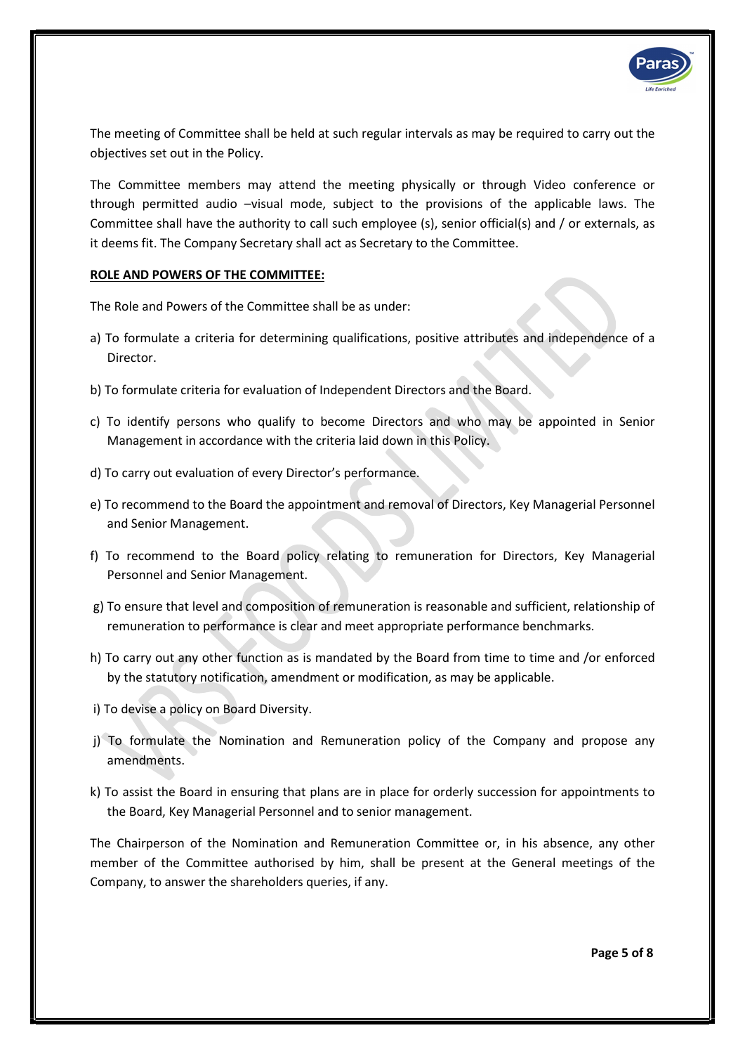The meeting of Committee shall be held at such regular intervals as may be required to carry out the objectives set out in the Policy.

The Committee members may attend the meeting physically or through Video conference or through permitted audio –visual mode, subject to the provisions of the applicable laws. The Committee shall have the authority to call such employee (s), senior official(s) and / or externals, as it deems fit. The Company Secretary shall act as Secretary to the Committee.

**ROLE AND POWERS OF THE COMMITTEE:**

The Role and Powers of the Committee shall be as under:

a) To formulate a criteria for determining qualifications, positive attributes and independence of a Director.

b) To formulate criteria for evaluation of Independent Directors and the Board.

c) To identify persons who qualify to become Directors and who may be appointed in Senior Management in accordance with the criteria laid down in this Policy.

d) To carry out evaluation of every Director's performance.

e) To recommend to the Board the appointment and removal of Directors, Key Managerial Personnel and Senior Management.

f) To recommend to the Board policy relating to remuneration for Directors, Key Managerial Personnel and Senior Management.

g) To ensure that level and composition of remuneration is reasonable and sufficient, relationship of remuneration to performance is clear and meet appropriate performance benchmarks.

h) To carry out any other function as is mandated by the Board from time to time and /or enforced by the statutory notification, amendment or modification, as may be applicable.

i) To devise a policy on Board Diversity.

j) To formulate the Nomination and Remuneration policy of the Company and propose any amendments.

k) To assist the Board in ensuring that plans are in place for orderly succession for appointments to the Board, Key Managerial Personnel and to senior management.

The Chairperson of the Nomination and Remuneration Committee or, in his absence, any other member of the Committee authorised by him, shall be present at the General meetings of the Company, to answer the shareholders queries, if any.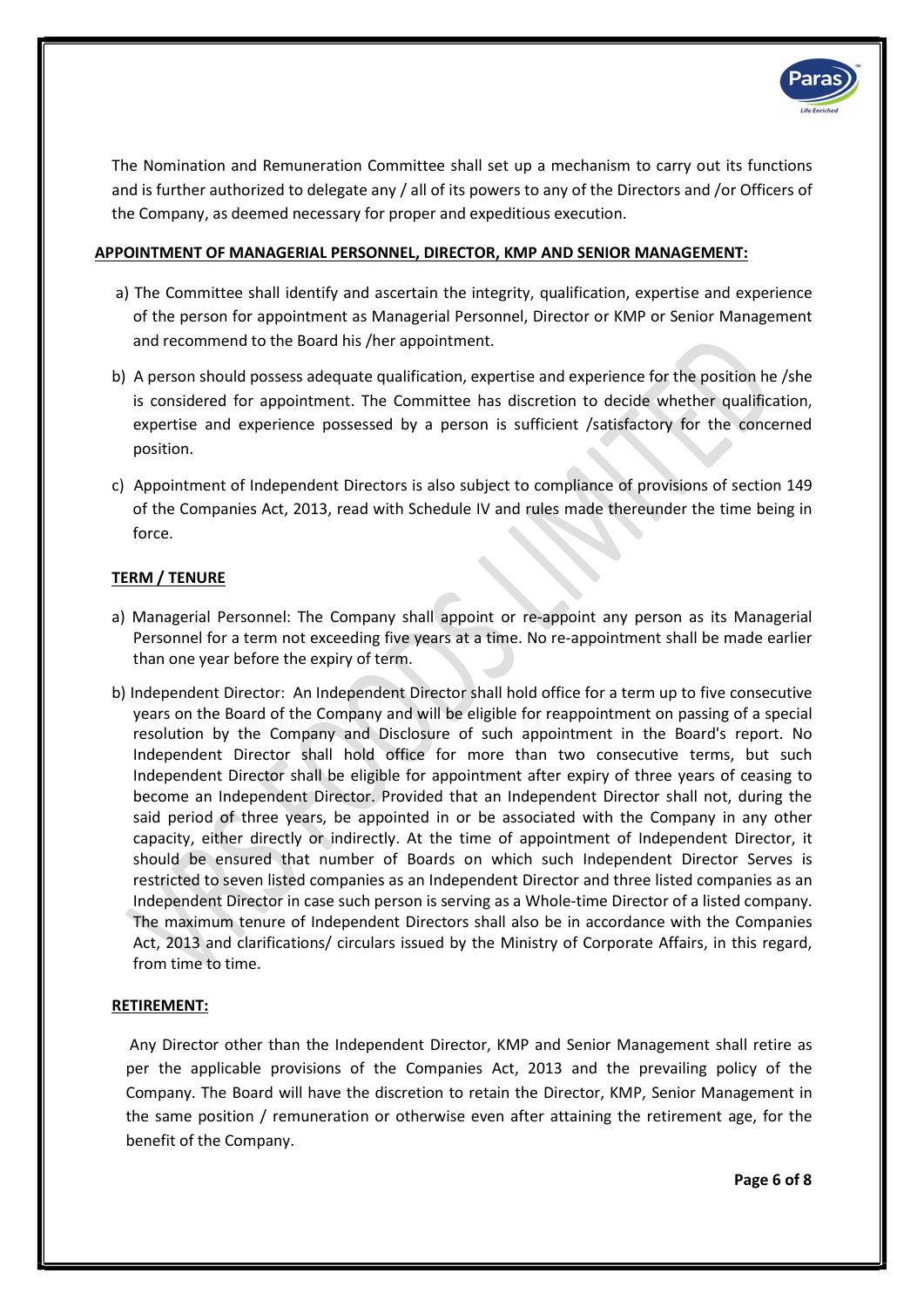The Nomination and Remuneration Committee shall set up a mechanism to carry out its functions and is further authorized to delegate any / all of its powers to any of the Directors and /or Officers of the Company, as deemed necessary for proper and expeditious execution.

**APPOINTMENT OF MANAGERIAL PERSONNEL, DIRECTOR, KMP AND SENIOR MANAGEMENT:**

a) The Committee shall identify and ascertain the integrity, qualification, expertise and experience of the person for appointment as Managerial Personnel, Director or KMP or Senior Management and recommend to the Board his /her appointment.

b) A person should possess adequate qualification, expertise and experience for the position he /she is considered for appointment. The Committee has discretion to decide whether qualification, expertise and experience possessed by a person is sufficient /satisfactory for the concerned position.

c) Appointment of Independent Directors is also subject to compliance of provisions of section 149 of the Companies Act, 2013, read with Schedule IV and rules made thereunder the time being in force.

**TERM / TENURE**

a) Managerial Personnel: The Company shall appoint or re-appoint any person as its Managerial Personnel for a term not exceeding five years at a time. No re-appointment shall be made earlier than one year before the expiry of term.

b) Independent Director: An Independent Director shall hold office for a term up to five consecutive years on the Board of the Company and will be eligible for reappointment on passing of a special resolution by the Company and Disclosure of such appointment in the Board's report. No Independent Director shall hold office for more than two consecutive terms, but such Independent Director shall be eligible for appointment after expiry of three years of ceasing to become an Independent Director. Provided that an Independent Director shall not, during the said period of three years, be appointed in or be associated with the Company in any other capacity, either directly or indirectly. At the time of appointment of Independent Director, it should be ensured that number of Boards on which such Independent Director Serves is restricted to seven listed companies as an Independent Director and three listed companies as an Independent Director in case such person is serving as a Whole-time Director of a listed company. The maximum tenure of Independent Directors shall also be in accordance with the Companies Act, 2013 and clarifications/ circulars issued by the Ministry of Corporate Affairs, in this regard, from time to time.

**RETIREMENT:**

Any Director other than the Independent Director, KMP and Senior Management shall retire as per the applicable provisions of the Companies Act, 2013 and the prevailing policy of the Company. The Board will have the discretion to retain the Director, KMP, Senior Management in the same position / remuneration or otherwise even after attaining the retirement age, for the benefit of the Company.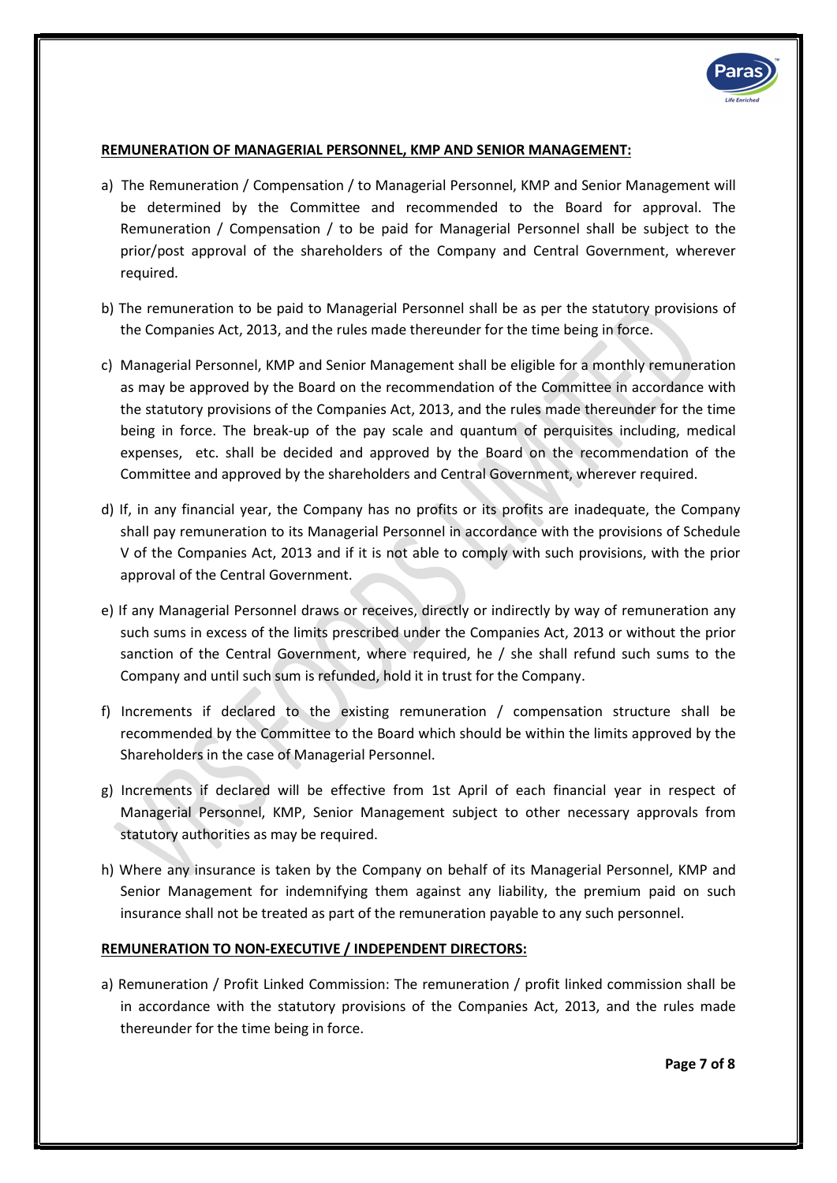**REMUNERATION OF MANAGERIAL PERSONNEL, KMP AND SENIOR MANAGEMENT:**

a) The Remuneration / Compensation / to Managerial Personnel, KMP and Senior Management will be determined by the Committee and recommended to the Board for approval. The Remuneration / Compensation / to be paid for Managerial Personnel shall be subject to the prior/post approval of the shareholders of the Company and Central Government, wherever required.

b) The remuneration to be paid to Managerial Personnel shall be as per the statutory provisions of the Companies Act, 2013, and the rules made thereunder for the time being in force.

c) Managerial Personnel, KMP and Senior Management shall be eligible for a monthly remuneration as may be approved by the Board on the recommendation of the Committee in accordance with the statutory provisions of the Companies Act, 2013, and the rules made thereunder for the time being in force. The break-up of the pay scale and quantum of perquisites including, medical expenses, etc. shall be decided and approved by the Board on the recommendation of the Committee and approved by the shareholders and Central Government, wherever required.

d) If, in any financial year, the Company has no profits or its profits are inadequate, the Company shall pay remuneration to its Managerial Personnel in accordance with the provisions of Schedule V of the Companies Act, 2013 and if it is not able to comply with such provisions, with the prior approval of the Central Government.

e) If any Managerial Personnel draws or receives, directly or indirectly by way of remuneration any such sums in excess of the limits prescribed under the Companies Act, 2013 or without the prior sanction of the Central Government, where required, he / she shall refund such sums to the Company and until such sum is refunded, hold it in trust for the Company.

f) Increments if declared to the existing remuneration / compensation structure shall be recommended by the Committee to the Board which should be within the limits approved by the Shareholders in the case of Managerial Personnel.

g) Increments if declared will be effective from 1st April of each financial year in respect of Managerial Personnel, KMP, Senior Management subject to other necessary approvals from statutory authorities as may be required.

h) Where any insurance is taken by the Company on behalf of its Managerial Personnel, KMP and Senior Management for indemnifying them against any liability, the premium paid on such insurance shall not be treated as part of the remuneration payable to any such personnel.

**REMUNERATION TO NON-EXECUTIVE / INDEPENDENT DIRECTORS:**

a) Remuneration / Profit Linked Commission: The remuneration / profit linked commission shall be in accordance with the statutory provisions of the Companies Act, 2013, and the rules made thereunder for the time being in force.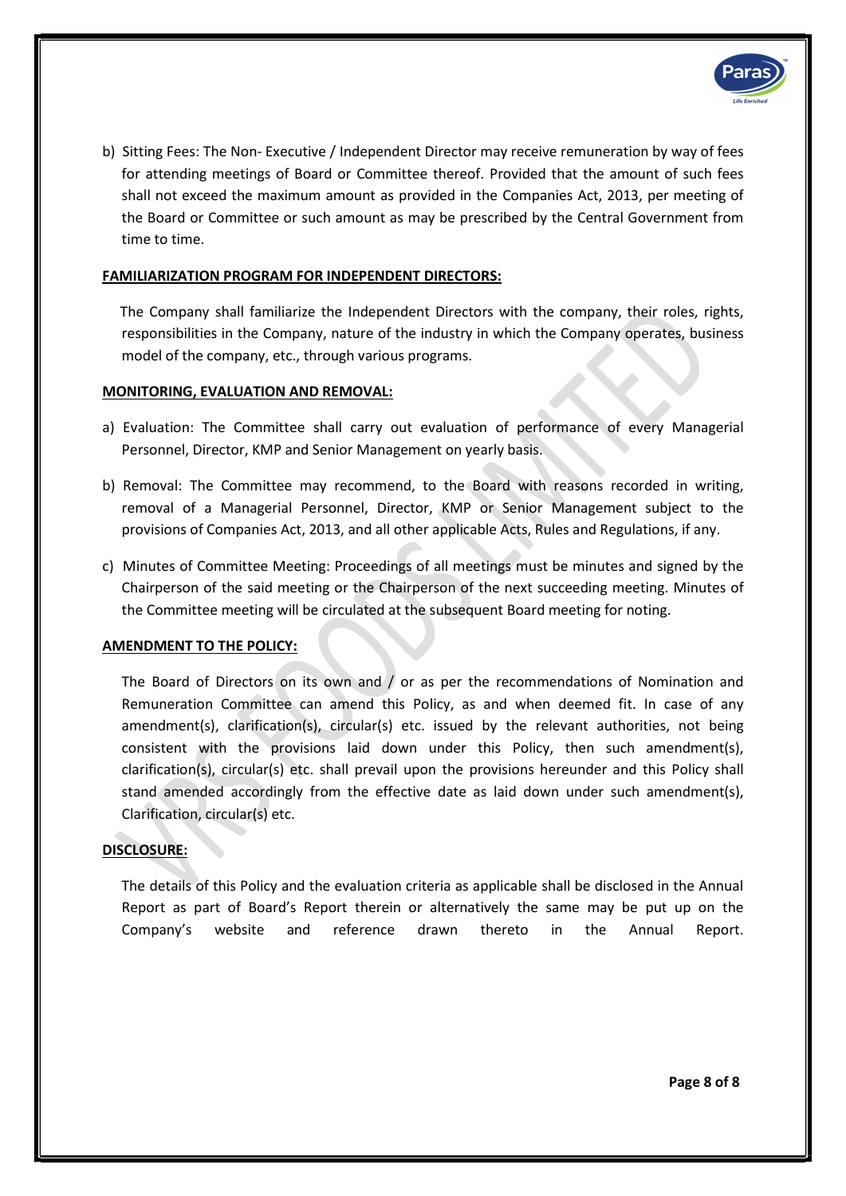b) Sitting Fees: The Non- Executive / Independent Director may receive remuneration by way of fees for attending meetings of Board or Committee thereof. Provided that the amount of such fees shall not exceed the maximum amount as provided in the Companies Act, 2013, per meeting of the Board or Committee or such amount as may be prescribed by the Central Government from time to time.

**FAMILIARIZATION PROGRAM FOR INDEPENDENT DIRECTORS:**

The Company shall familiarize the Independent Directors with the company, their roles, rights, responsibilities in the Company, nature of the industry in which the Company operates, business model of the company, etc., through various programs.

**MONITORING, EVALUATION AND REMOVAL:**

a) Evaluation: The Committee shall carry out evaluation of performance of every Managerial Personnel, Director, KMP and Senior Management on yearly basis.

b) Removal: The Committee may recommend, to the Board with reasons recorded in writing, removal of a Managerial Personnel, Director, KMP or Senior Management subject to the provisions of Companies Act, 2013, and all other applicable Acts, Rules and Regulations, if any.

c) Minutes of Committee Meeting: Proceedings of all meetings must be minutes and signed by the Chairperson of the said meeting or the Chairperson of the next succeeding meeting. Minutes of the Committee meeting will be circulated at the subsequent Board meeting for noting.

**AMENDMENT TO THE POLICY:**

The Board of Directors on its own and / or as per the recommendations of Nomination and Remuneration Committee can amend this Policy, as and when deemed fit. In case of any amendment(s), clarification(s), circular(s) etc. issued by the relevant authorities, not being consistent with the provisions laid down under this Policy, then such amendment(s), clarification(s), circular(s) etc. shall prevail upon the provisions hereunder and this Policy shall stand amended accordingly from the effective date as laid down under such amendment(s), Clarification, circular(s) etc.

**DISCLOSURE:**

The details of this Policy and the evaluation criteria as applicable shall be disclosed in the Annual Report as part of Board's Report therein or alternatively the same may be put up on the Company's website and reference drawn thereto in the Annual Report.